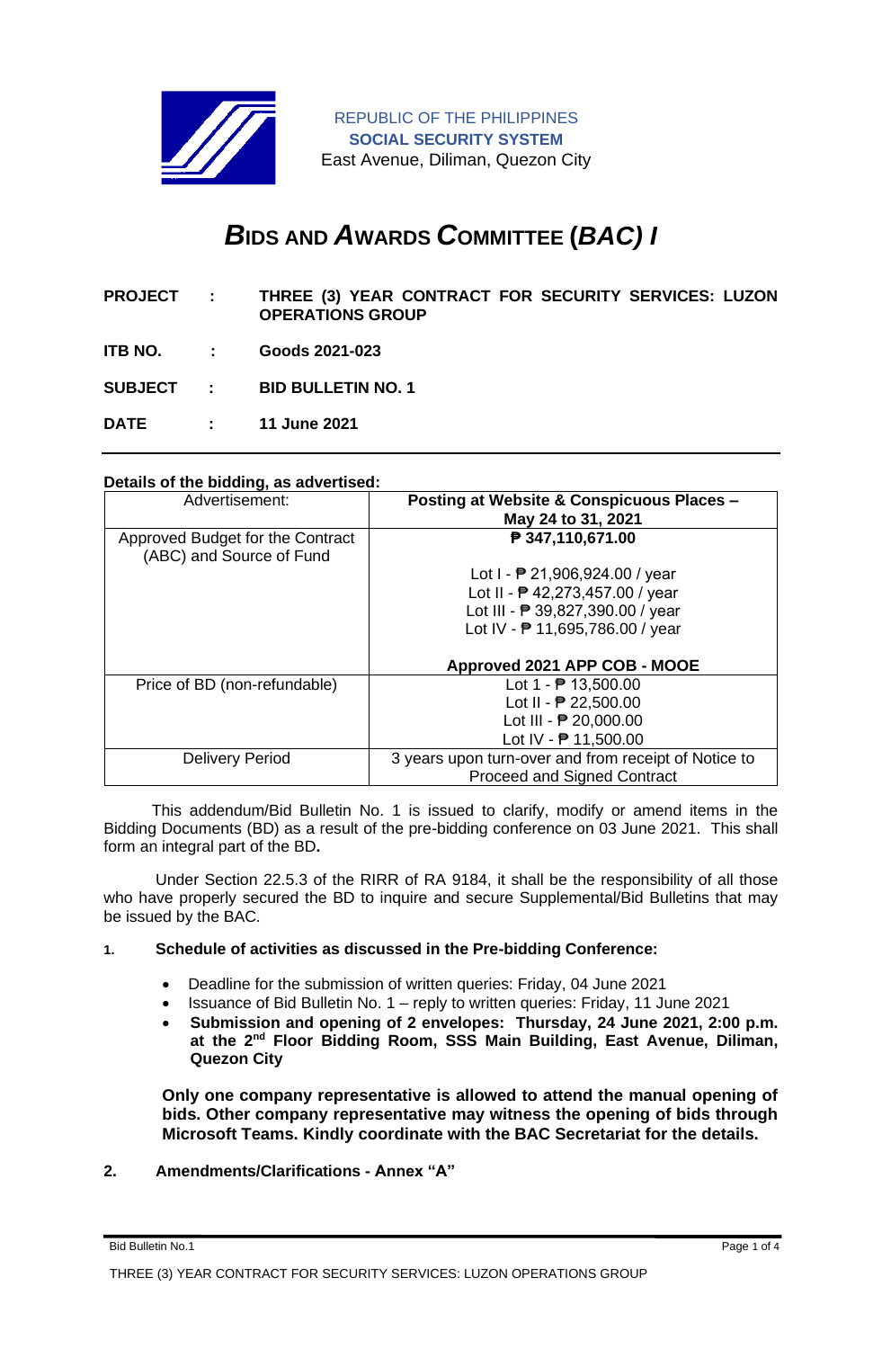REPUBLIC OF THE PHILIPPINES
**SOCIAL SECURITY SYSTEM**
East Avenue, Diliman, Quezon City

# ***B*IDS AND *A*WARDS *C*OMMITTEE (*BAC) I***

| | | |
|---|---|---|
| **PROJECT** | **:** | **THREE (3) YEAR CONTRACT FOR SECURITY SERVICES: LUZON OPERATIONS GROUP** |
| **ITB NO.** | **:** | **Goods 2021-023** |
| **SUBJECT** | **:** | **BID BULLETIN NO. 1** |
| **DATE** | **:** | **11 June 2021** |

**Details of the bidding, as advertised:**

| Advertisement: | **Posting at Website & Conspicuous Places – May 24 to 31, 2021** |
|---|---|
| Approved Budget for the Contract (ABC) and Source of Fund | **₱ 347,110,671.00**<br><br>Lot I - ₱ 21,906,924.00 / year<br>Lot II - ₱ 42,273,457.00 / year<br>Lot III - ₱ 39,827,390.00 / year<br>Lot IV - ₱ 11,695,786.00 / year<br><br>**Approved 2021 APP COB - MOOE** |
| Price of BD (non-refundable) | Lot 1 - ₱ 13,500.00<br>Lot II - ₱ 22,500.00<br>Lot III - ₱ 20,000.00<br>Lot IV - ₱ 11,500.00 |
| Delivery Period | 3 years upon turn-over and from receipt of Notice to Proceed and Signed Contract |

This addendum/Bid Bulletin No. 1 is issued to clarify, modify or amend items in the Bidding Documents (BD) as a result of the pre-bidding conference on 03 June 2021. This shall form an integral part of the BD**.**

Under Section 22.5.3 of the RIRR of RA 9184, it shall be the responsibility of all those who have properly secured the BD to inquire and secure Supplemental/Bid Bulletins that may be issued by the BAC.

1. **Schedule of activities as discussed in the Pre-bidding Conference:**

   - Deadline for the submission of written queries: Friday, 04 June 2021
   - Issuance of Bid Bulletin No. 1 – reply to written queries: Friday, 11 June 2021
   - **Submission and opening of 2 envelopes: Thursday, 24 June 2021, 2:00 p.m. at the 2nd Floor Bidding Room, SSS Main Building, East Avenue, Diliman, Quezon City**

   **Only one company representative is allowed to attend the manual opening of bids. Other company representative may witness the opening of bids through Microsoft Teams. Kindly coordinate with the BAC Secretariat for the details.**

2. **Amendments/Clarifications - Annex "A"**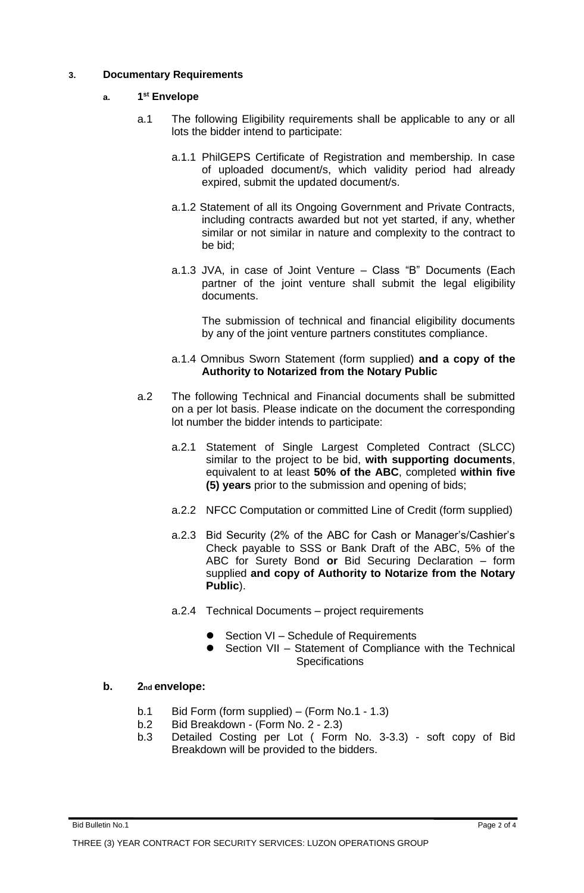### 3. Documentary Requirements

#### a. 1st Envelope

a.1 The following Eligibility requirements shall be applicable to any or all lots the bidder intend to participate:

a.1.1 PhilGEPS Certificate of Registration and membership. In case of uploaded document/s, which validity period had already expired, submit the updated document/s.

a.1.2 Statement of all its Ongoing Government and Private Contracts, including contracts awarded but not yet started, if any, whether similar or not similar in nature and complexity to the contract to be bid;

a.1.3 JVA, in case of Joint Venture – Class "B" Documents (Each partner of the joint venture shall submit the legal eligibility documents.

The submission of technical and financial eligibility documents by any of the joint venture partners constitutes compliance.

a.1.4 Omnibus Sworn Statement (form supplied) **and a copy of the Authority to Notarized from the Notary Public**

a.2 The following Technical and Financial documents shall be submitted on a per lot basis. Please indicate on the document the corresponding lot number the bidder intends to participate:

a.2.1 Statement of Single Largest Completed Contract (SLCC) similar to the project to be bid, **with supporting documents**, equivalent to at least **50% of the ABC**, completed **within five (5) years** prior to the submission and opening of bids;

a.2.2 NFCC Computation or committed Line of Credit (form supplied)

a.2.3 Bid Security (2% of the ABC for Cash or Manager's/Cashier's Check payable to SSS or Bank Draft of the ABC, 5% of the ABC for Surety Bond **or** Bid Securing Declaration – form supplied **and copy of Authority to Notarize from the Notary Public**).

a.2.4 Technical Documents – project requirements

- Section VI – Schedule of Requirements
- Section VII – Statement of Compliance with the Technical Specifications

#### b. 2nd envelope:

b.1 Bid Form (form supplied) – (Form No.1 - 1.3)

b.2 Bid Breakdown - (Form No. 2 - 2.3)

b.3 Detailed Costing per Lot ( Form No. 3-3.3) - soft copy of Bid Breakdown will be provided to the bidders.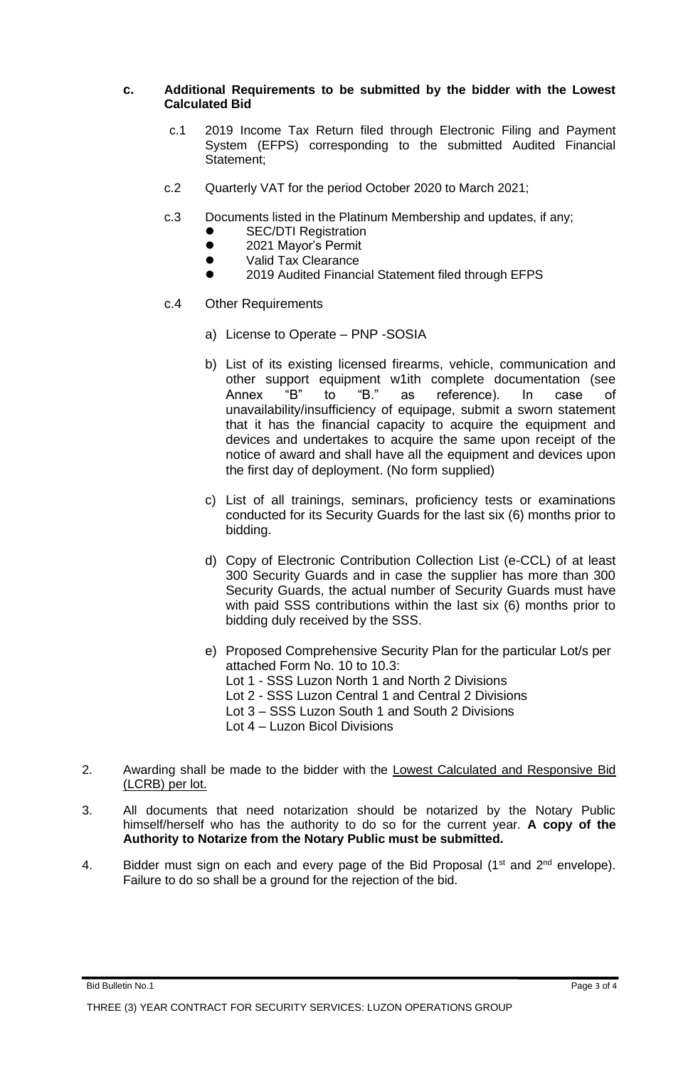**c. Additional Requirements to be submitted by the bidder with the Lowest Calculated Bid**

c.1 2019 Income Tax Return filed through Electronic Filing and Payment System (EFPS) corresponding to the submitted Audited Financial Statement;

c.2 Quarterly VAT for the period October 2020 to March 2021;

c.3 Documents listed in the Platinum Membership and updates, if any;

- SEC/DTI Registration
- 2021 Mayor's Permit
- Valid Tax Clearance
- 2019 Audited Financial Statement filed through EFPS

c.4 Other Requirements

a) License to Operate – PNP -SOSIA

b) List of its existing licensed firearms, vehicle, communication and other support equipment w1ith complete documentation (see Annex "B" to "B." as reference). In case of unavailability/insufficiency of equipage, submit a sworn statement that it has the financial capacity to acquire the equipment and devices and undertakes to acquire the same upon receipt of the notice of award and shall have all the equipment and devices upon the first day of deployment. (No form supplied)

c) List of all trainings, seminars, proficiency tests or examinations conducted for its Security Guards for the last six (6) months prior to bidding.

d) Copy of Electronic Contribution Collection List (e-CCL) of at least 300 Security Guards and in case the supplier has more than 300 Security Guards, the actual number of Security Guards must have with paid SSS contributions within the last six (6) months prior to bidding duly received by the SSS.

e) Proposed Comprehensive Security Plan for the particular Lot/s per attached Form No. 10 to 10.3:
Lot 1 - SSS Luzon North 1 and North 2 Divisions
Lot 2 - SSS Luzon Central 1 and Central 2 Divisions
Lot 3 – SSS Luzon South 1 and South 2 Divisions
Lot 4 – Luzon Bicol Divisions

2. Awarding shall be made to the bidder with the Lowest Calculated and Responsive Bid (LCRB) per lot.

3. All documents that need notarization should be notarized by the Notary Public himself/herself who has the authority to do so for the current year. **A copy of the Authority to Notarize from the Notary Public must be submitted.**

4. Bidder must sign on each and every page of the Bid Proposal (1st and 2nd envelope). Failure to do so shall be a ground for the rejection of the bid.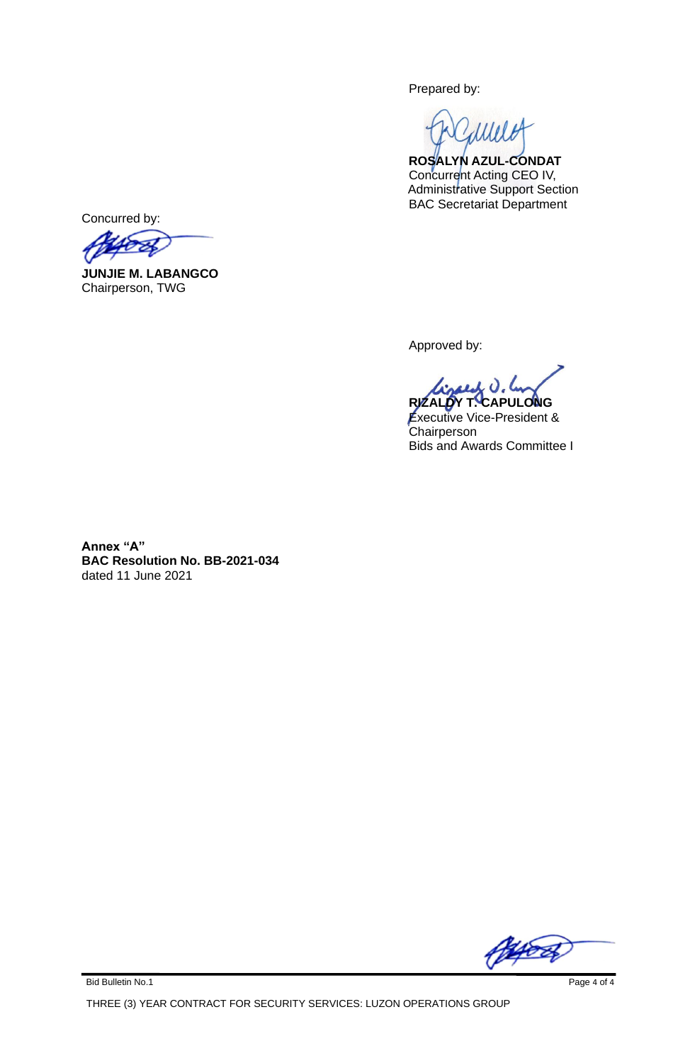Prepared by:

**ROSALYN AZUL-CONDAT**
Concurrent Acting CEO IV,
Administrative Support Section
BAC Secretariat Department

Concurred by:

**JUNJIE M. LABANGCO**
Chairperson, TWG

Approved by:

**RIZALDY T. CAPULONG**
Executive Vice-President &
Chairperson
Bids and Awards Committee I

**Annex "A"**
**BAC Resolution No. BB-2021-034**
dated 11 June 2021